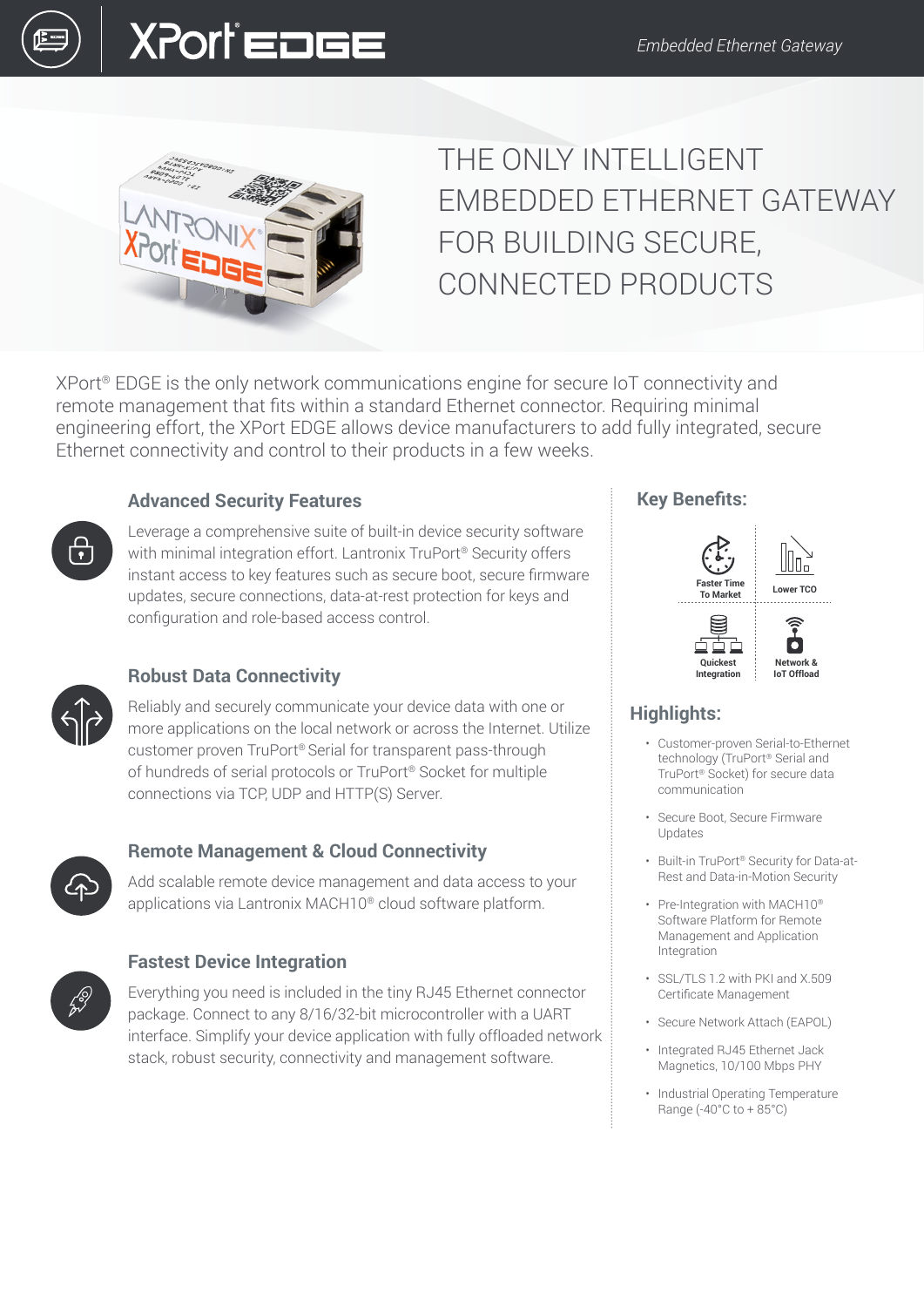# XPort® EDGE

*Embedded Ethernet Gateway*

## THE ONLY INTELLIGENT EMBEDDED ETHERNET GATEWAY FOR BUILDING SECURE, CONNECTED PRODUCTS

XPort® EDGE is the only network communications engine for secure IoT connectivity and remote management that fits within a standard Ethernet connector. Requiring minimal engineering effort, the XPort EDGE allows device manufacturers to add fully integrated, secure Ethernet connectivity and control to their products in a few weeks.

### Advanced Security Features

Leverage a comprehensive suite of built-in device security software with minimal integration effort. Lantronix TruPort® Security offers instant access to key features such as secure boot, secure firmware updates, secure connections, data-at-rest protection for keys and configuration and role-based access control.

### Robust Data Connectivity

Reliably and securely communicate your device data with one or more applications on the local network or across the Internet. Utilize customer proven TruPort® Serial for transparent pass-through of hundreds of serial protocols or TruPort® Socket for multiple connections via TCP, UDP and HTTP(S) Server.

### Remote Management & Cloud Connectivity

Add scalable remote device management and data access to your applications via Lantronix MACH10® cloud software platform.

### Fastest Device Integration

Everything you need is included in the tiny RJ45 Ethernet connector package. Connect to any 8/16/32-bit microcontroller with a UART interface. Simplify your device application with fully offloaded network stack, robust security, connectivity and management software.

### Key Benefits:

- Faster Time To Market
- Lower TCO
- Quickest Integration
- Network & IoT Offload

### Highlights:

- Customer-proven Serial-to-Ethernet technology (TruPort® Serial and TruPort® Socket) for secure data communication
- Secure Boot, Secure Firmware Updates
- Built-in TruPort® Security for Data-at-Rest and Data-in-Motion Security
- Pre-Integration with MACH10® Software Platform for Remote Management and Application Integration
- SSL/TLS 1.2 with PKI and X.509 Certificate Management
- Secure Network Attach (EAPOL)
- Integrated RJ45 Ethernet Jack Magnetics, 10/100 Mbps PHY
- Industrial Operating Temperature Range (-40°C to + 85°C)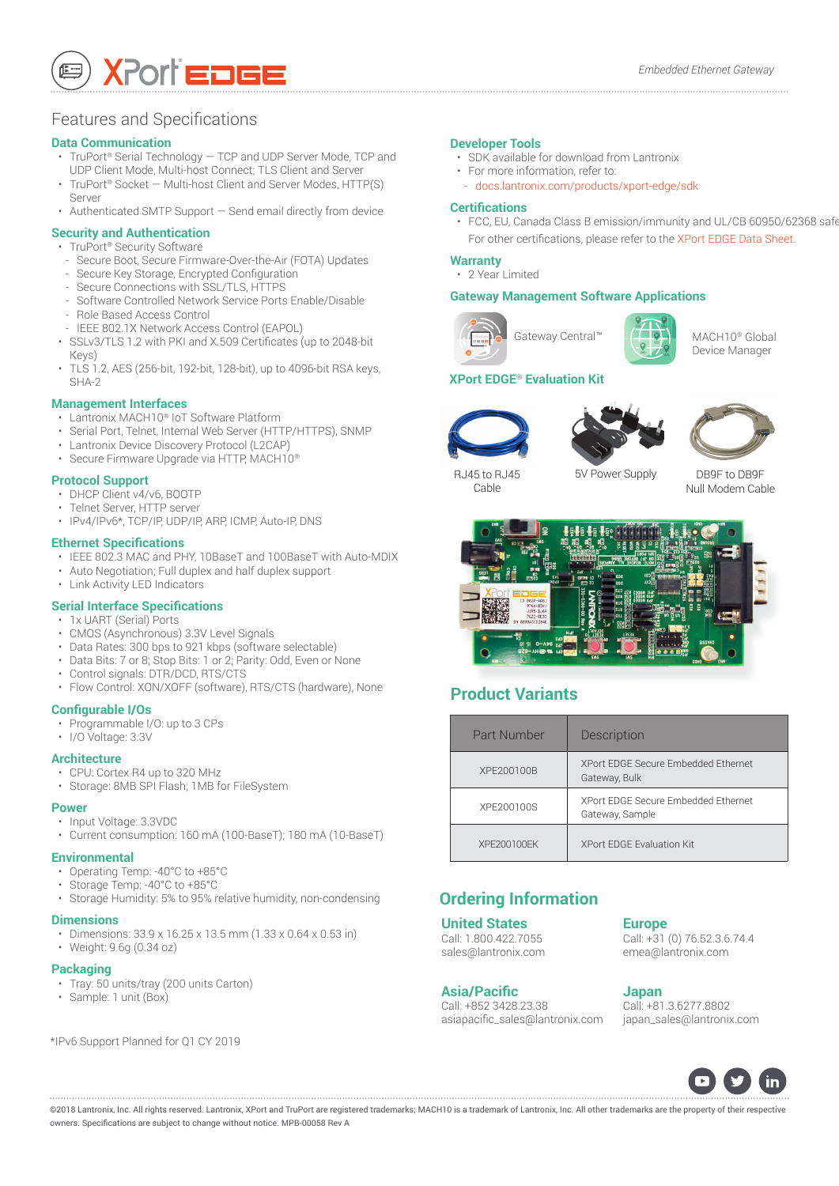# XPort EDGE

*Embedded Ethernet Gateway*

## Features and Specifications

### Data Communication

- TruPort® Serial Technology — TCP and UDP Server Mode, TCP and UDP Client Mode, Multi-host Connect; TLS Client and Server
- TruPort® Socket — Multi-host Client and Server Modes, HTTP(S) Server
- Authenticated SMTP Support — Send email directly from device

### Security and Authentication

- TruPort® Security Software
  - Secure Boot, Secure Firmware-Over-the-Air (FOTA) Updates
  - Secure Key Storage, Encrypted Configuration
  - Secure Connections with SSL/TLS, HTTPS
  - Software Controlled Network Service Ports Enable/Disable
  - Role Based Access Control
  - IEEE 802.1X Network Access Control (EAPOL)
- SSLv3/TLS 1.2 with PKI and X.509 Certificates (up to 2048-bit Keys)
- TLS 1.2, AES (256-bit, 192-bit, 128-bit), up to 4096-bit RSA keys, SHA-2

### Management Interfaces

- Lantronix MACH10® IoT Software Platform
- Serial Port, Telnet, Internal Web Server (HTTP/HTTPS), SNMP
- Lantronix Device Discovery Protocol (L2CAP)
- Secure Firmware Upgrade via HTTP, MACH10®

### Protocol Support

- DHCP Client v4/v6, BOOTP
- Telnet Server, HTTP server
- IPv4/IPv6*, TCP/IP, UDP/IP, ARP, ICMP, Auto-IP, DNS

### Ethernet Specifications

- IEEE 802.3 MAC and PHY, 10BaseT and 100BaseT with Auto-MDIX
- Auto Negotiation; Full duplex and half duplex support
- Link Activity LED Indicators

### Serial Interface Specifications

- 1x UART (Serial) Ports
- CMOS (Asynchronous) 3.3V Level Signals
- Data Rates: 300 bps to 921 kbps (software selectable)
- Data Bits: 7 or 8; Stop Bits: 1 or 2; Parity: Odd, Even or None
- Control signals: DTR/DCD, RTS/CTS
- Flow Control: XON/XOFF (software), RTS/CTS (hardware), None

### Configurable I/Os

- Programmable I/O: up to 3 CPs
- I/O Voltage: 3.3V

### Architecture

- CPU: Cortex R4 up to 320 MHz
- Storage: 8MB SPI Flash; 1MB for FileSystem

### Power

- Input Voltage: 3.3VDC
- Current consumption: 160 mA (100-BaseT); 180 mA (10-BaseT)

### Environmental

- Operating Temp: -40°C to +85°C
- Storage Temp: -40°C to +85°C
- Storage Humidity: 5% to 95% relative humidity, non-condensing

### Dimensions

- Dimensions: 33.9 x 16.25 x 13.5 mm (1.33 x 0.64 x 0.53 in)
- Weight: 9.6g (0.34 oz)

### Packaging

- Tray: 50 units/tray (200 units Carton)
- Sample: 1 unit (Box)

*IPv6 Support Planned for Q1 CY 2019

### Developer Tools

- SDK available for download from Lantronix
- For more information, refer to:
  - docs.lantronix.com/products/xport-edge/sdk

### Certifications

- FCC, EU, Canada Class B emission/immunity and UL/CB 60950/62368 safe

For other certifications, please refer to the XPort EDGE Data Sheet.

### Warranty

- 2 Year Limited

### Gateway Management Software Applications

Gateway Central™

MACH10® Global Device Manager

### XPort EDGE® Evaluation Kit

RJ45 to RJ45 Cable

5V Power Supply

DB9F to DB9F Null Modem Cable

## Product Variants

| Part Number | Description |
|---|---|
| XPE200100B | XPort EDGE Secure Embedded Ethernet Gateway, Bulk |
| XPE200100S | XPort EDGE Secure Embedded Ethernet Gateway, Sample |
| XPE200100EK | XPort EDGE Evaluation Kit |

## Ordering Information

**United States**
Call: 1.800.422.7055
sales@lantronix.com

**Europe**
Call: +31 (0) 76.52.3.6.74.4
emea@lantronix.com

**Asia/Pacific**
Call: +852 3428.23.38
asiapacific_sales@lantronix.com

**Japan**
Call: +81.3.6277.8802
japan_sales@lantronix.com

©2018 Lantronix, Inc. All rights reserved. Lantronix, XPort and TruPort are registered trademarks; MACH10 is a trademark of Lantronix, Inc. All other trademarks are the property of their respective owners. Specifications are subject to change without notice. MPB-00058 Rev A